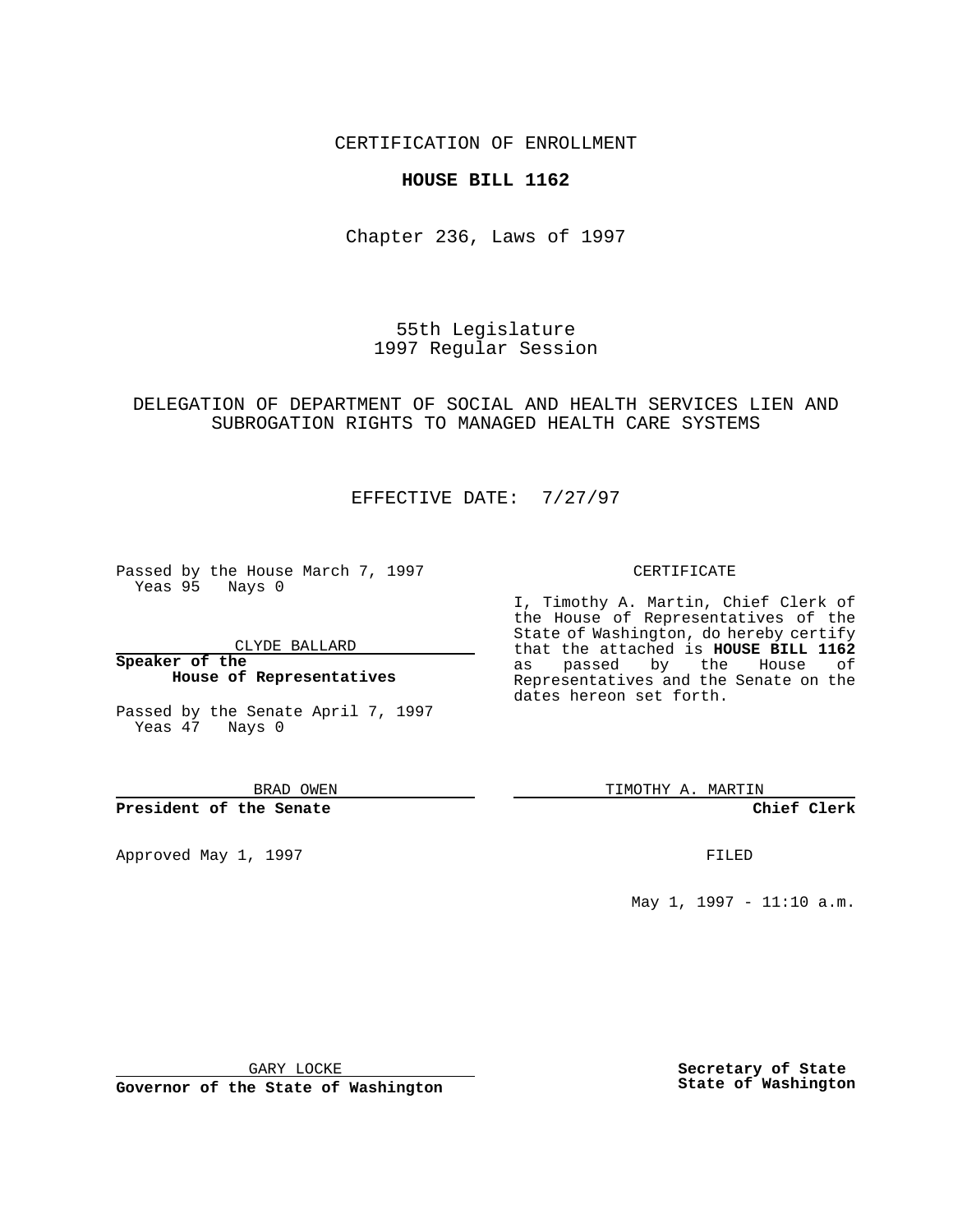CERTIFICATION OF ENROLLMENT

**HOUSE BILL 1162**

Chapter 236, Laws of 1997

55th Legislature
1997 Regular Session

DELEGATION OF DEPARTMENT OF SOCIAL AND HEALTH SERVICES LIEN AND SUBROGATION RIGHTS TO MANAGED HEALTH CARE SYSTEMS

EFFECTIVE DATE: 7/27/97

Passed by the House March 7, 1997
Yeas 95 Nays 0

CLYDE BALLARD

**Speaker of the House of Representatives**

Passed by the Senate April 7, 1997
Yeas 47 Nays 0

BRAD OWEN

**President of the Senate**

Approved May 1, 1997

GARY LOCKE

**Governor of the State of Washington**

CERTIFICATE

I, Timothy A. Martin, Chief Clerk of the House of Representatives of the State of Washington, do hereby certify that the attached is **HOUSE BILL 1162** as passed by the House of Representatives and the Senate on the dates hereon set forth.

TIMOTHY A. MARTIN

**Chief Clerk**

FILED

May 1, 1997 - 11:10 a.m.

**Secretary of State State of Washington**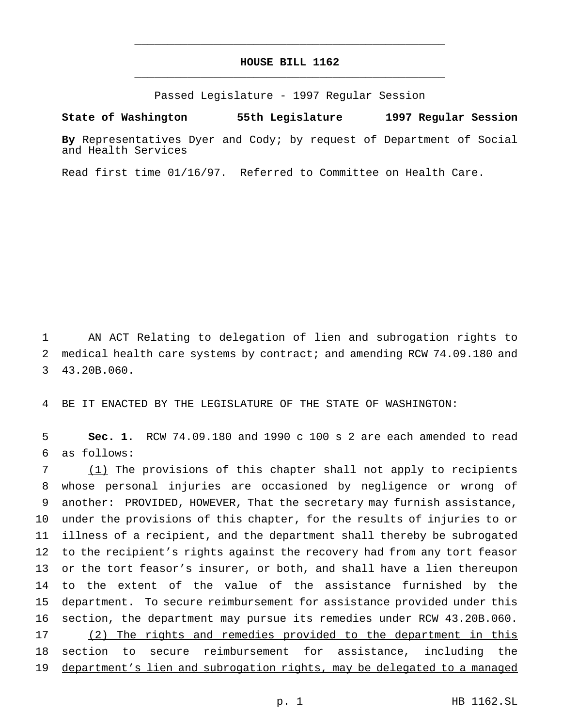# HOUSE BILL 1162

Passed Legislature - 1997 Regular Session

**State of Washington 55th Legislature 1997 Regular Session**

**By** Representatives Dyer and Cody; by request of Department of Social and Health Services

Read first time 01/16/97. Referred to Committee on Health Care.

AN ACT Relating to delegation of lien and subrogation rights to medical health care systems by contract; and amending RCW 74.09.180 and 43.20B.060.

BE IT ENACTED BY THE LEGISLATURE OF THE STATE OF WASHINGTON:

**Sec. 1.** RCW 74.09.180 and 1990 c 100 s 2 are each amended to read as follows:

(1) The provisions of this chapter shall not apply to recipients whose personal injuries are occasioned by negligence or wrong of another: PROVIDED, HOWEVER, That the secretary may furnish assistance, under the provisions of this chapter, for the results of injuries to or illness of a recipient, and the department shall thereby be subrogated to the recipient's rights against the recovery had from any tort feasor or the tort feasor's insurer, or both, and shall have a lien thereupon to the extent of the value of the assistance furnished by the department. To secure reimbursement for assistance provided under this section, the department may pursue its remedies under RCW 43.20B.060.

(2) The rights and remedies provided to the department in this section to secure reimbursement for assistance, including the department's lien and subrogation rights, may be delegated to a managed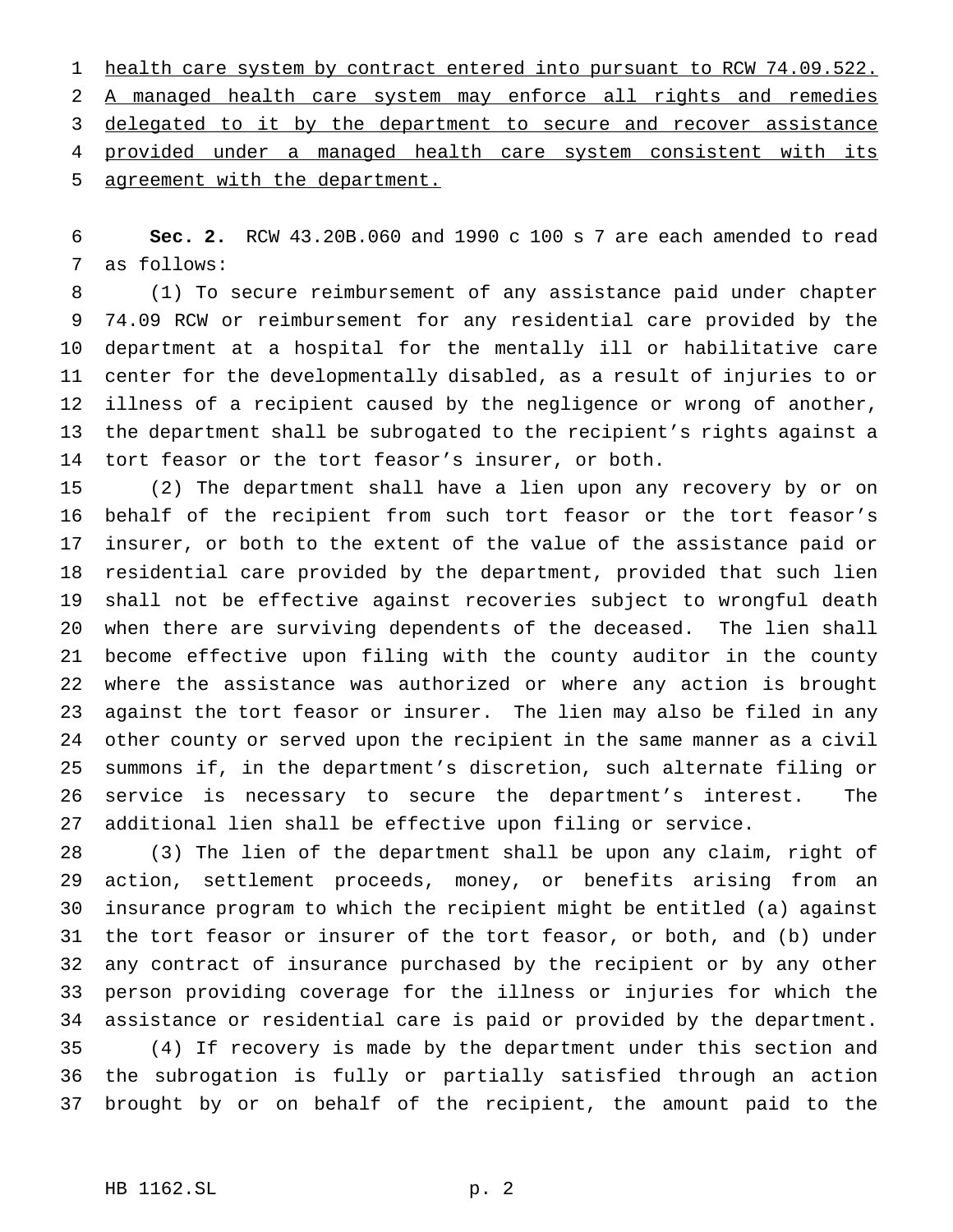health care system by contract entered into pursuant to RCW 74.09.522. A managed health care system may enforce all rights and remedies delegated to it by the department to secure and recover assistance provided under a managed health care system consistent with its agreement with the department.

**Sec. 2.** RCW 43.20B.060 and 1990 c 100 s 7 are each amended to read as follows:

(1) To secure reimbursement of any assistance paid under chapter 74.09 RCW or reimbursement for any residential care provided by the department at a hospital for the mentally ill or habilitative care center for the developmentally disabled, as a result of injuries to or illness of a recipient caused by the negligence or wrong of another, the department shall be subrogated to the recipient's rights against a tort feasor or the tort feasor's insurer, or both.

(2) The department shall have a lien upon any recovery by or on behalf of the recipient from such tort feasor or the tort feasor's insurer, or both to the extent of the value of the assistance paid or residential care provided by the department, provided that such lien shall not be effective against recoveries subject to wrongful death when there are surviving dependents of the deceased. The lien shall become effective upon filing with the county auditor in the county where the assistance was authorized or where any action is brought against the tort feasor or insurer. The lien may also be filed in any other county or served upon the recipient in the same manner as a civil summons if, in the department's discretion, such alternate filing or service is necessary to secure the department's interest. The additional lien shall be effective upon filing or service.

(3) The lien of the department shall be upon any claim, right of action, settlement proceeds, money, or benefits arising from an insurance program to which the recipient might be entitled (a) against the tort feasor or insurer of the tort feasor, or both, and (b) under any contract of insurance purchased by the recipient or by any other person providing coverage for the illness or injuries for which the assistance or residential care is paid or provided by the department.

(4) If recovery is made by the department under this section and the subrogation is fully or partially satisfied through an action brought by or on behalf of the recipient, the amount paid to the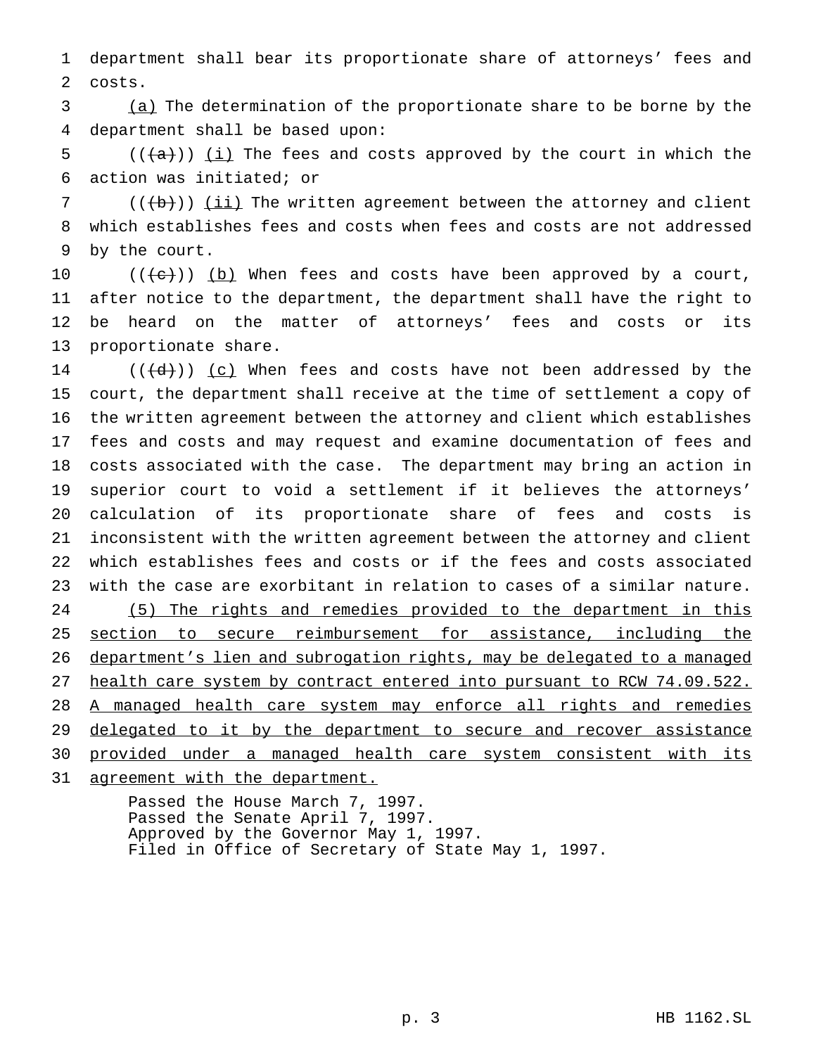department shall bear its proportionate share of attorneys' fees and costs.

(a) The determination of the proportionate share to be borne by the department shall be based upon:

(((a))) (i) The fees and costs approved by the court in which the action was initiated; or

(((b))) (ii) The written agreement between the attorney and client which establishes fees and costs when fees and costs are not addressed by the court.

(((c))) (b) When fees and costs have been approved by a court, after notice to the department, the department shall have the right to be heard on the matter of attorneys' fees and costs or its proportionate share.

(((d))) (c) When fees and costs have not been addressed by the court, the department shall receive at the time of settlement a copy of the written agreement between the attorney and client which establishes fees and costs and may request and examine documentation of fees and costs associated with the case. The department may bring an action in superior court to void a settlement if it believes the attorneys' calculation of its proportionate share of fees and costs is inconsistent with the written agreement between the attorney and client which establishes fees and costs or if the fees and costs associated with the case are exorbitant in relation to cases of a similar nature.

(5) The rights and remedies provided to the department in this section to secure reimbursement for assistance, including the department's lien and subrogation rights, may be delegated to a managed health care system by contract entered into pursuant to RCW 74.09.522. A managed health care system may enforce all rights and remedies delegated to it by the department to secure and recover assistance provided under a managed health care system consistent with its agreement with the department.

Passed the House March 7, 1997.
Passed the Senate April 7, 1997.
Approved by the Governor May 1, 1997.
Filed in Office of Secretary of State May 1, 1997.